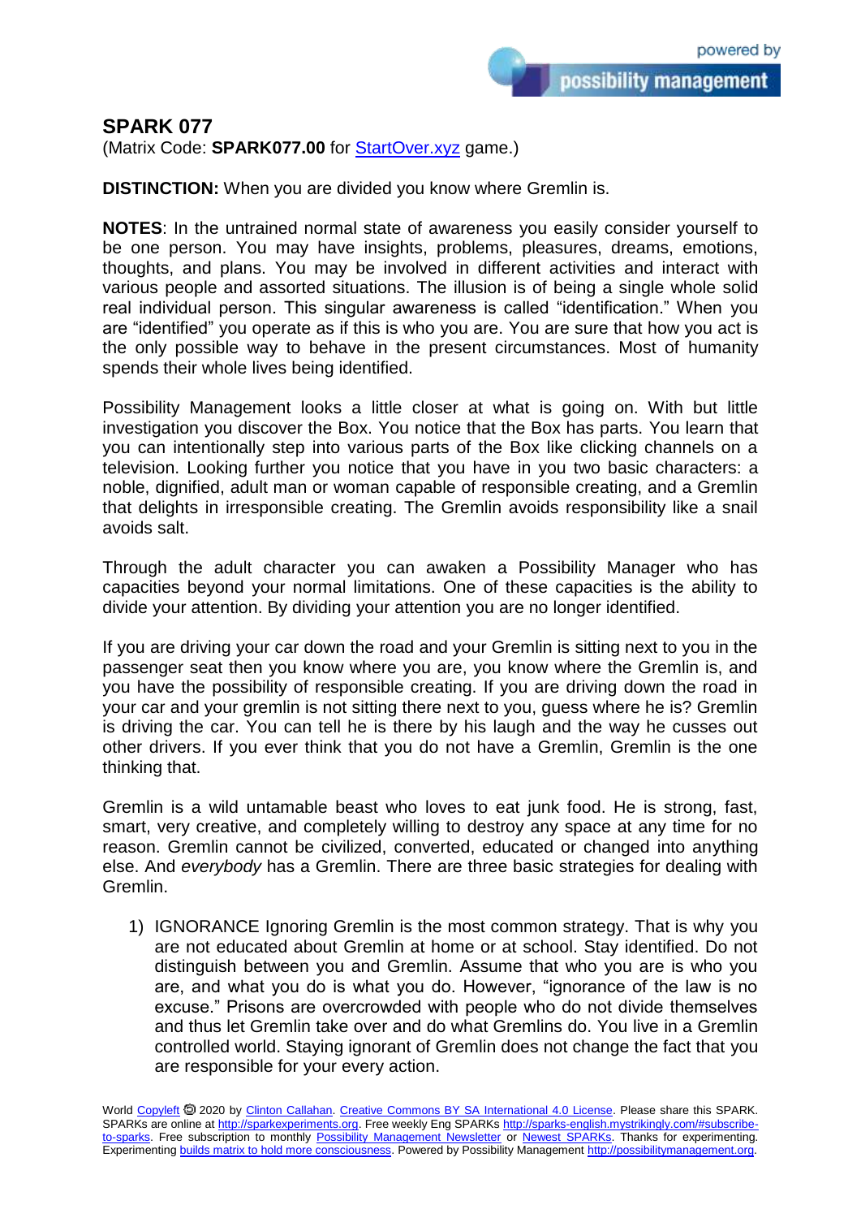# SPARK 077

(Matrix Code: **SPARK077.00** for StartOver.xyz game.)

**DISTINCTION:** When you are divided you know where Gremlin is.

**NOTES**: In the untrained normal state of awareness you easily consider yourself to be one person. You may have insights, problems, pleasures, dreams, emotions, thoughts, and plans. You may be involved in different activities and interact with various people and assorted situations. The illusion is of being a single whole solid real individual person. This singular awareness is called "identification." When you are "identified" you operate as if this is who you are. You are sure that how you act is the only possible way to behave in the present circumstances. Most of humanity spends their whole lives being identified.

Possibility Management looks a little closer at what is going on. With but little investigation you discover the Box. You notice that the Box has parts. You learn that you can intentionally step into various parts of the Box like clicking channels on a television. Looking further you notice that you have in you two basic characters: a noble, dignified, adult man or woman capable of responsible creating, and a Gremlin that delights in irresponsible creating. The Gremlin avoids responsibility like a snail avoids salt.

Through the adult character you can awaken a Possibility Manager who has capacities beyond your normal limitations. One of these capacities is the ability to divide your attention. By dividing your attention you are no longer identified.

If you are driving your car down the road and your Gremlin is sitting next to you in the passenger seat then you know where you are, you know where the Gremlin is, and you have the possibility of responsible creating. If you are driving down the road in your car and your gremlin is not sitting there next to you, guess where he is? Gremlin is driving the car. You can tell he is there by his laugh and the way he cusses out other drivers. If you ever think that you do not have a Gremlin, Gremlin is the one thinking that.

Gremlin is a wild untamable beast who loves to eat junk food. He is strong, fast, smart, very creative, and completely willing to destroy any space at any time for no reason. Gremlin cannot be civilized, converted, educated or changed into anything else. And *everybody* has a Gremlin. There are three basic strategies for dealing with Gremlin.

1) IGNORANCE Ignoring Gremlin is the most common strategy. That is why you are not educated about Gremlin at home or at school. Stay identified. Do not distinguish between you and Gremlin. Assume that who you are is who you are, and what you do is what you do. However, "ignorance of the law is no excuse." Prisons are overcrowded with people who do not divide themselves and thus let Gremlin take over and do what Gremlins do. You live in a Gremlin controlled world. Staying ignorant of Gremlin does not change the fact that you are responsible for your every action.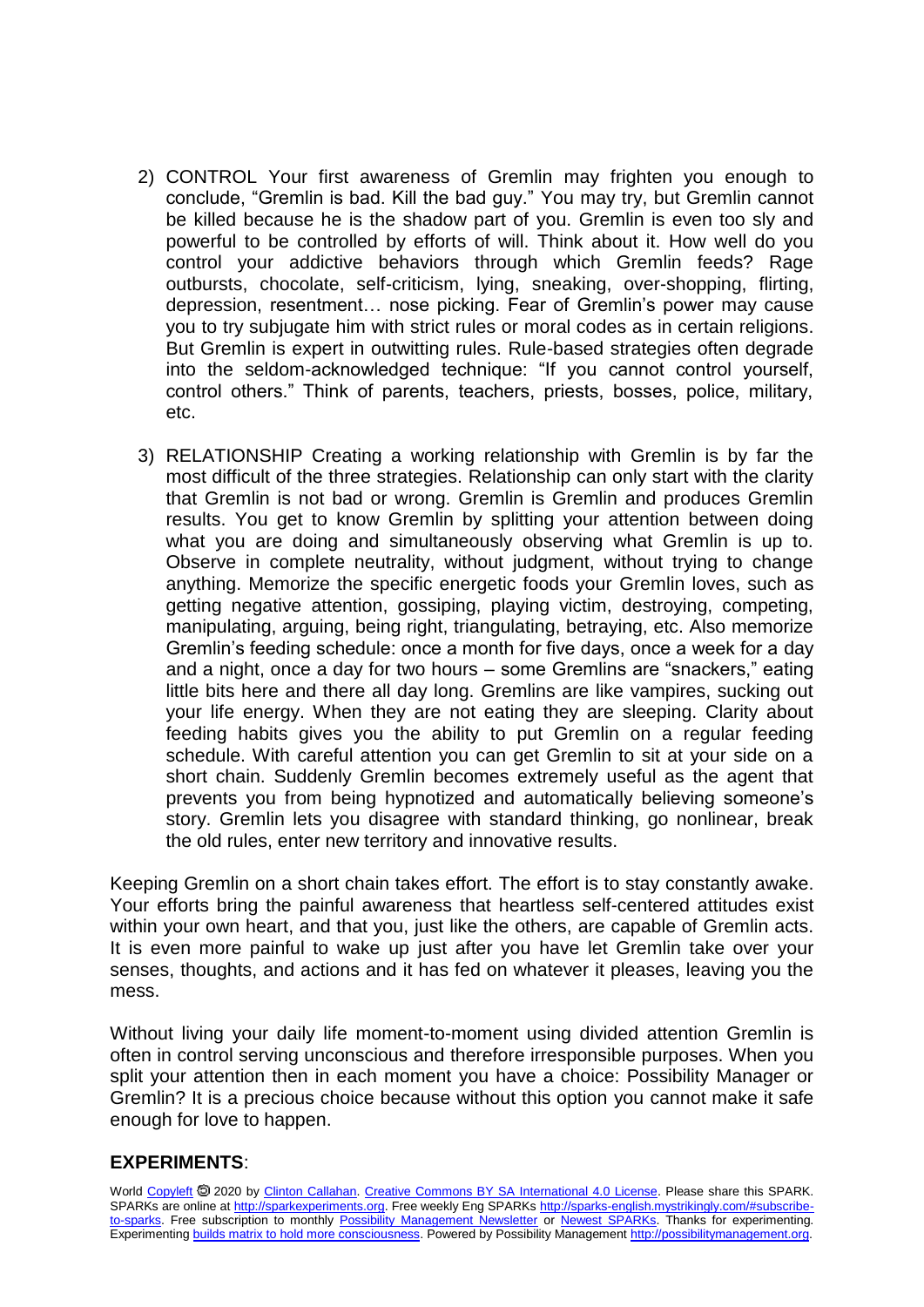2) CONTROL Your first awareness of Gremlin may frighten you enough to conclude, "Gremlin is bad. Kill the bad guy." You may try, but Gremlin cannot be killed because he is the shadow part of you. Gremlin is even too sly and powerful to be controlled by efforts of will. Think about it. How well do you control your addictive behaviors through which Gremlin feeds? Rage outbursts, chocolate, self-criticism, lying, sneaking, over-shopping, flirting, depression, resentment… nose picking. Fear of Gremlin's power may cause you to try subjugate him with strict rules or moral codes as in certain religions. But Gremlin is expert in outwitting rules. Rule-based strategies often degrade into the seldom-acknowledged technique: "If you cannot control yourself, control others." Think of parents, teachers, priests, bosses, police, military, etc.

3) RELATIONSHIP Creating a working relationship with Gremlin is by far the most difficult of the three strategies. Relationship can only start with the clarity that Gremlin is not bad or wrong. Gremlin is Gremlin and produces Gremlin results. You get to know Gremlin by splitting your attention between doing what you are doing and simultaneously observing what Gremlin is up to. Observe in complete neutrality, without judgment, without trying to change anything. Memorize the specific energetic foods your Gremlin loves, such as getting negative attention, gossiping, playing victim, destroying, competing, manipulating, arguing, being right, triangulating, betraying, etc. Also memorize Gremlin's feeding schedule: once a month for five days, once a week for a day and a night, once a day for two hours – some Gremlins are "snackers," eating little bits here and there all day long. Gremlins are like vampires, sucking out your life energy. When they are not eating they are sleeping. Clarity about feeding habits gives you the ability to put Gremlin on a regular feeding schedule. With careful attention you can get Gremlin to sit at your side on a short chain. Suddenly Gremlin becomes extremely useful as the agent that prevents you from being hypnotized and automatically believing someone's story. Gremlin lets you disagree with standard thinking, go nonlinear, break the old rules, enter new territory and innovative results.

Keeping Gremlin on a short chain takes effort. The effort is to stay constantly awake. Your efforts bring the painful awareness that heartless self-centered attitudes exist within your own heart, and that you, just like the others, are capable of Gremlin acts. It is even more painful to wake up just after you have let Gremlin take over your senses, thoughts, and actions and it has fed on whatever it pleases, leaving you the mess.

Without living your daily life moment-to-moment using divided attention Gremlin is often in control serving unconscious and therefore irresponsible purposes. When you split your attention then in each moment you have a choice: Possibility Manager or Gremlin? It is a precious choice because without this option you cannot make it safe enough for love to happen.

**EXPERIMENTS**:

World Copyleft 🄯 2020 by Clinton Callahan. Creative Commons BY SA International 4.0 License. Please share this SPARK. SPARKs are online at http://sparkexperiments.org. Free weekly Eng SPARKs http://sparks-english.mystrikingly.com/#subscribe-to-sparks. Free subscription to monthly Possibility Management Newsletter or Newest SPARKs. Thanks for experimenting. Experimenting builds matrix to hold more consciousness. Powered by Possibility Management http://possibilitymanagement.org.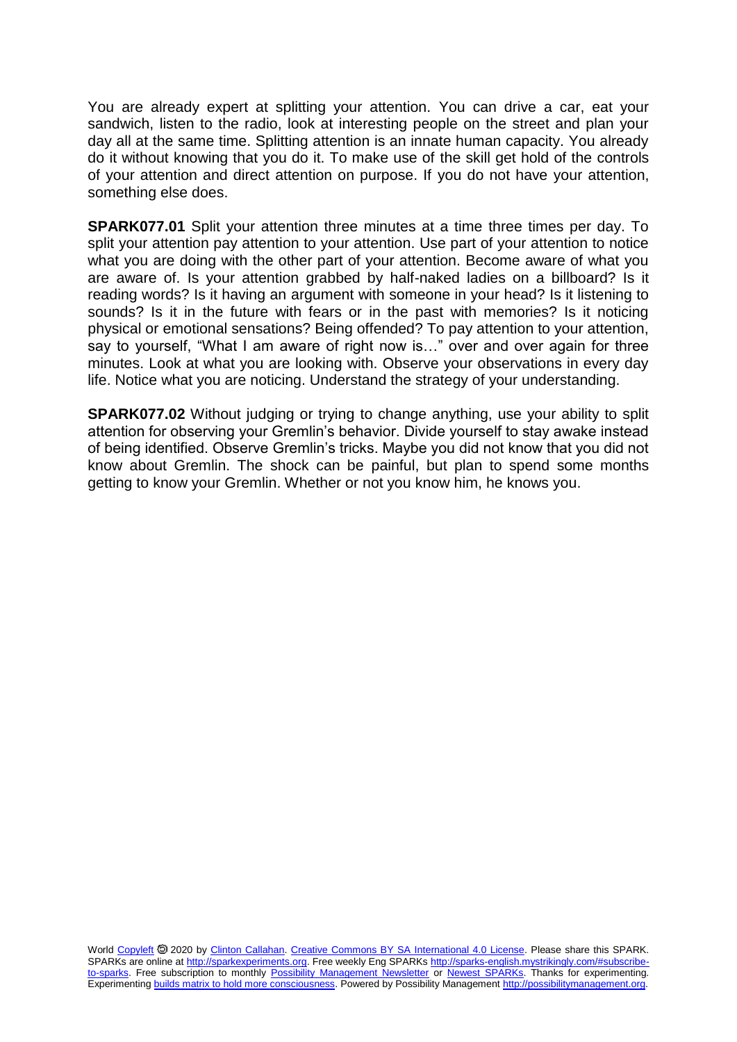You are already expert at splitting your attention. You can drive a car, eat your sandwich, listen to the radio, look at interesting people on the street and plan your day all at the same time. Splitting attention is an innate human capacity. You already do it without knowing that you do it. To make use of the skill get hold of the controls of your attention and direct attention on purpose. If you do not have your attention, something else does.

**SPARK077.01** Split your attention three minutes at a time three times per day. To split your attention pay attention to your attention. Use part of your attention to notice what you are doing with the other part of your attention. Become aware of what you are aware of. Is your attention grabbed by half-naked ladies on a billboard? Is it reading words? Is it having an argument with someone in your head? Is it listening to sounds? Is it in the future with fears or in the past with memories? Is it noticing physical or emotional sensations? Being offended? To pay attention to your attention, say to yourself, "What I am aware of right now is…" over and over again for three minutes. Look at what you are looking with. Observe your observations in every day life. Notice what you are noticing. Understand the strategy of your understanding.

**SPARK077.02** Without judging or trying to change anything, use your ability to split attention for observing your Gremlin's behavior. Divide yourself to stay awake instead of being identified. Observe Gremlin's tricks. Maybe you did not know that you did not know about Gremlin. The shock can be painful, but plan to spend some months getting to know your Gremlin. Whether or not you know him, he knows you.

World Copyleft 🄯 2020 by Clinton Callahan. Creative Commons BY SA International 4.0 License. Please share this SPARK. SPARKs are online at http://sparkexperiments.org. Free weekly Eng SPARKs http://sparks-english.mystrikingly.com/#subscribe-to-sparks. Free subscription to monthly Possibility Management Newsletter or Newest SPARKs. Thanks for experimenting. Experimenting builds matrix to hold more consciousness. Powered by Possibility Management http://possibilitymanagement.org.